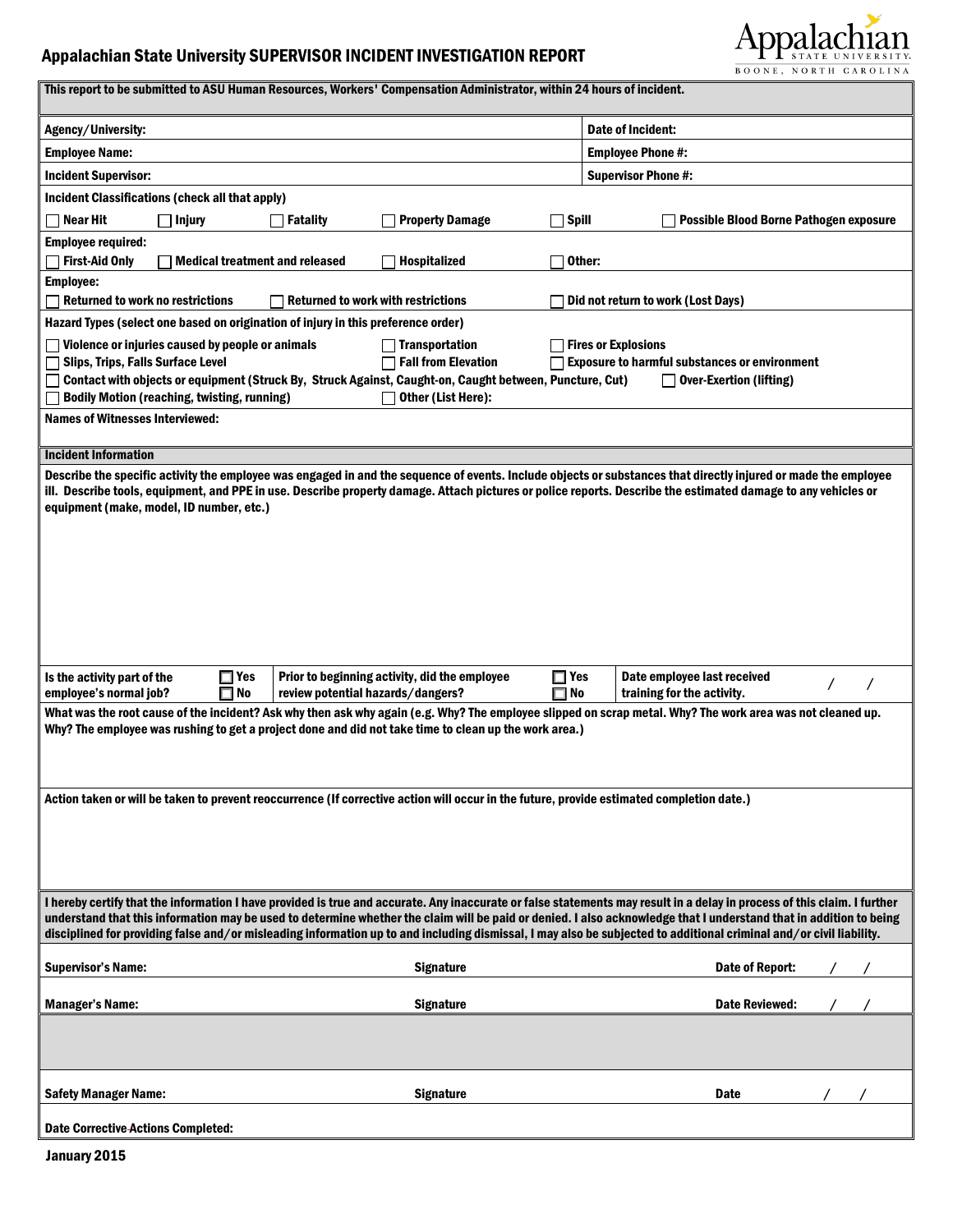# Appalachian State University SUPERVISOR INCIDENT INVESTIGATION REPORT

Appalachian STATE UNIVERSITY BOONE, NORTH CAROLINA

**This report to be submitted to ASU Human Resources, Workers' Compensation Administrator, within 24 hours of incident.**

| | |
|---|---|
| **Agency/University:** | **Date of Incident:** |
| **Employee Name:** | **Employee Phone #:** |
| **Incident Supervisor:** | **Supervisor Phone #:** |

**Incident Classifications (check all that apply)**

☐ Near Hit ☐ Injury ☐ Fatality ☐ Property Damage ☐ Spill ☐ Possible Blood Borne Pathogen exposure

**Employee required:**

☐ First-Aid Only ☐ Medical treatment and released ☐ Hospitalized ☐ Other:

**Employee:**

☐ Returned to work no restrictions ☐ Returned to work with restrictions ☐ Did not return to work (Lost Days)

**Hazard Types (select one based on origination of injury in this preference order)**

☐ Violence or injuries caused by people or animals ☐ Transportation ☐ Fires or Explosions
☐ Slips, Trips, Falls Surface Level ☐ Fall from Elevation ☐ Exposure to harmful substances or environment
☐ Contact with objects or equipment (Struck By, Struck Against, Caught-on, Caught between, Puncture, Cut) ☐ Over-Exertion (lifting)
☐ Bodily Motion (reaching, twisting, running) ☐ Other (List Here):

**Names of Witnesses Interviewed:**

## Incident Information

**Describe the specific activity the employee was engaged in and the sequence of events. Include objects or substances that directly injured or made the employee ill. Describe tools, equipment, and PPE in use. Describe property damage. Attach pictures or police reports. Describe the estimated damage to any vehicles or equipment (make, model, ID number, etc.)**

| | | | | | |
|---|---|---|---|---|---|
| **Is the activity part of the employee's normal job?** | ☐ Yes ☐ No | **Prior to beginning activity, did the employee review potential hazards/dangers?** | ☐ Yes ☐ No | **Date employee last received training for the activity.** | / / |

**What was the root cause of the incident? Ask why then ask why again (e.g. Why? The employee slipped on scrap metal. Why? The work area was not cleaned up. Why? The employee was rushing to get a project done and did not take time to clean up the work area.)**

**Action taken or will be taken to prevent reoccurrence (If corrective action will occur in the future, provide estimated completion date.)**

**I hereby certify that the information I have provided is true and accurate. Any inaccurate or false statements may result in a delay in process of this claim. I further understand that this information may be used to determine whether the claim will be paid or denied. I also acknowledge that I understand that in addition to being disciplined for providing false and/or misleading information up to and including dismissal, I may also be subjected to additional criminal and/or civil liability.**

| | | |
|---|---|---|
| **Supervisor's Name:** | **Signature** | **Date of Report:** / / |
| **Manager's Name:** | **Signature** | **Date Reviewed:** / / |
| **Safety Manager Name:** | **Signature** | **Date** / / |

**Date Corrective Actions Completed:**

January 2015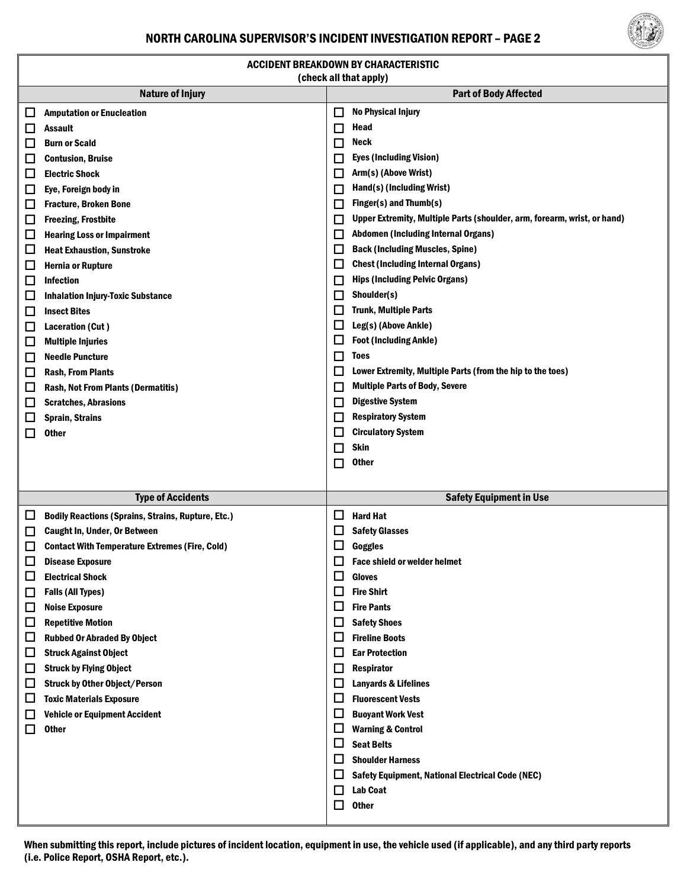# NORTH CAROLINA SUPERVISOR'S INCIDENT INVESTIGATION REPORT – PAGE 2

## ACCIDENT BREAKDOWN BY CHARACTERISTIC

(check all that apply)

### Nature of Injury

- ☐ Amputation or Enucleation
- ☐ Assault
- ☐ Burn or Scald
- ☐ Contusion, Bruise
- ☐ Electric Shock
- ☐ Eye, Foreign body in
- ☐ Fracture, Broken Bone
- ☐ Freezing, Frostbite
- ☐ Hearing Loss or Impairment
- ☐ Heat Exhaustion, Sunstroke
- ☐ Hernia or Rupture
- ☐ Infection
- ☐ Inhalation Injury-Toxic Substance
- ☐ Insect Bites
- ☐ Laceration (Cut )
- ☐ Multiple Injuries
- ☐ Needle Puncture
- ☐ Rash, From Plants
- ☐ Rash, Not From Plants (Dermatitis)
- ☐ Scratches, Abrasions
- ☐ Sprain, Strains
- ☐ Other

### Part of Body Affected

- ☐ No Physical Injury
- ☐ Head
- ☐ Neck
- ☐ Eyes (Including Vision)
- ☐ Arm(s) (Above Wrist)
- ☐ Hand(s) (Including Wrist)
- ☐ Finger(s) and Thumb(s)
- ☐ Upper Extremity, Multiple Parts (shoulder, arm, forearm, wrist, or hand)
- ☐ Abdomen (Including Internal Organs)
- ☐ Back (Including Muscles, Spine)
- ☐ Chest (Including Internal Organs)
- ☐ Hips (Including Pelvic Organs)
- ☐ Shoulder(s)
- ☐ Trunk, Multiple Parts
- ☐ Leg(s) (Above Ankle)
- ☐ Foot (Including Ankle)
- ☐ Toes
- ☐ Lower Extremity, Multiple Parts (from the hip to the toes)
- ☐ Multiple Parts of Body, Severe
- ☐ Digestive System
- ☐ Respiratory System
- ☐ Circulatory System
- ☐ Skin
- ☐ Other

### Type of Accidents

- ☐ Bodily Reactions (Sprains, Strains, Rupture, Etc.)
- ☐ Caught In, Under, Or Between
- ☐ Contact With Temperature Extremes (Fire, Cold)
- ☐ Disease Exposure
- ☐ Electrical Shock
- ☐ Falls (All Types)
- ☐ Noise Exposure
- ☐ Repetitive Motion
- ☐ Rubbed Or Abraded By Object
- ☐ Struck Against Object
- ☐ Struck by Flying Object
- ☐ Struck by Other Object/Person
- ☐ Toxic Materials Exposure
- ☐ Vehicle or Equipment Accident
- ☐ Other

### Safety Equipment in Use

- ☐ Hard Hat
- ☐ Safety Glasses
- ☐ Goggles
- ☐ Face shield or welder helmet
- ☐ Gloves
- ☐ Fire Shirt
- ☐ Fire Pants
- ☐ Safety Shoes
- ☐ Fireline Boots
- ☐ Ear Protection
- ☐ Respirator
- ☐ Lanyards & Lifelines
- ☐ Fluorescent Vests
- ☐ Buoyant Work Vest
- ☐ Warning & Control
- ☐ Seat Belts
- ☐ Shoulder Harness
- ☐ Safety Equipment, National Electrical Code (NEC)
- ☐ Lab Coat
- ☐ Other

**When submitting this report, include pictures of incident location, equipment in use, the vehicle used (if applicable), and any third party reports (i.e. Police Report, OSHA Report, etc.).**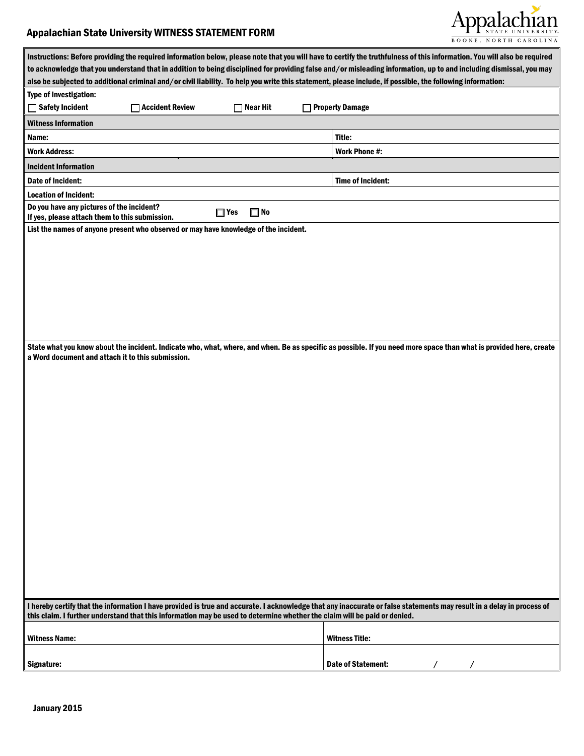# Appalachian State University WITNESS STATEMENT FORM

Appalachian STATE UNIVERSITY. BOONE, NORTH CAROLINA

**Instructions: Before providing the required information below, please note that you will have to certify the truthfulness of this information. You will also be required to acknowledge that you understand that in addition to being disciplined for providing false and/or misleading information, up to and including dismissal, you may also be subjected to additional criminal and/or civil liability. To help you write this statement, please include, if possible, the following information:**

**Type of Investigation:**

☐ Safety Incident ☐ Accident Review ☐ Near Hit ☐ Property Damage

**Witness Information**

| | |
|---|---|
| **Name:** | **Title:** |
| **Work Address:** | **Work Phone #:** |

**Incident Information**

| | |
|---|---|
| **Date of Incident:** | **Time of Incident:** |
| **Location of Incident:** | |

**Do you have any pictures of the incident?**
**If yes, please attach them to this submission.** ☐ Yes ☐ No

**List the names of anyone present who observed or may have knowledge of the incident.**

**State what you know about the incident. Indicate who, what, where, and when. Be as specific as possible. If you need more space than what is provided here, create a Word document and attach it to this submission.**

**I hereby certify that the information I have provided is true and accurate. I acknowledge that any inaccurate or false statements may result in a delay in process of this claim. I further understand that this information may be used to determine whether the claim will be paid or denied.**

| | |
|---|---|
| **Witness Name:** | **Witness Title:** |
| **Signature:** | **Date of Statement:** / / |

**January 2015**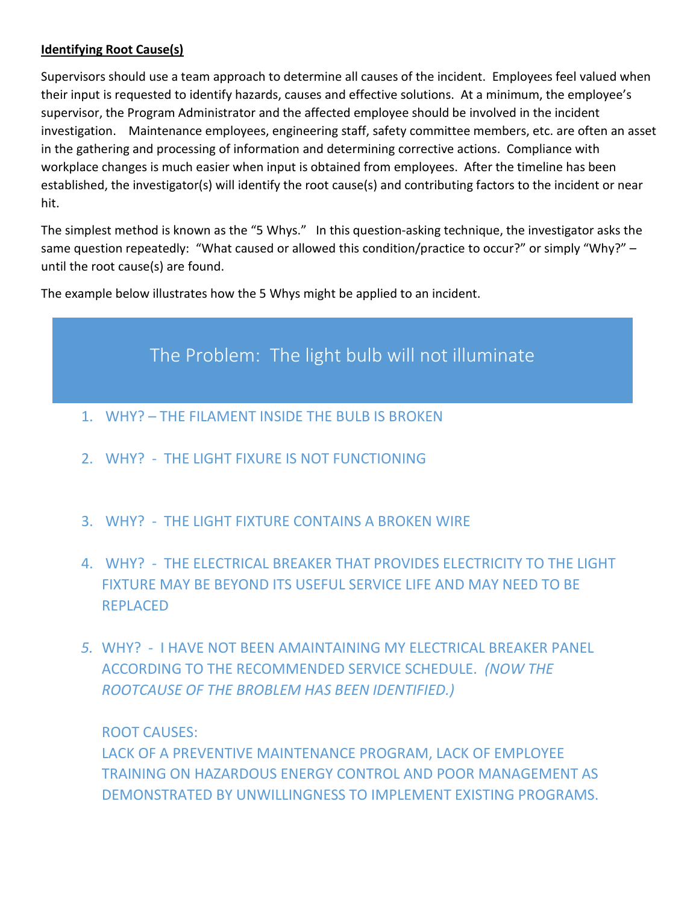**Identifying Root Cause(s)**

Supervisors should use a team approach to determine all causes of the incident. Employees feel valued when their input is requested to identify hazards, causes and effective solutions. At a minimum, the employee's supervisor, the Program Administrator and the affected employee should be involved in the incident investigation. Maintenance employees, engineering staff, safety committee members, etc. are often an asset in the gathering and processing of information and determining corrective actions. Compliance with workplace changes is much easier when input is obtained from employees. After the timeline has been established, the investigator(s) will identify the root cause(s) and contributing factors to the incident or near hit.

The simplest method is known as the "5 Whys." In this question-asking technique, the investigator asks the same question repeatedly: "What caused or allowed this condition/practice to occur?" or simply "Why?" – until the root cause(s) are found.

The example below illustrates how the 5 Whys might be applied to an incident.

## The Problem: The light bulb will not illuminate

1. WHY? – THE FILAMENT INSIDE THE BULB IS BROKEN
2. WHY? - THE LIGHT FIXURE IS NOT FUNCTIONING
3. WHY? - THE LIGHT FIXTURE CONTAINS A BROKEN WIRE
4. WHY? - THE ELECTRICAL BREAKER THAT PROVIDES ELECTRICITY TO THE LIGHT FIXTURE MAY BE BEYOND ITS USEFUL SERVICE LIFE AND MAY NEED TO BE REPLACED
5. WHY? - I HAVE NOT BEEN AMAINTAINING MY ELECTRICAL BREAKER PANEL ACCORDING TO THE RECOMMENDED SERVICE SCHEDULE. *(NOW THE ROOTCAUSE OF THE BROBLEM HAS BEEN IDENTIFIED.)*

   ROOT CAUSES:
   LACK OF A PREVENTIVE MAINTENANCE PROGRAM, LACK OF EMPLOYEE TRAINING ON HAZARDOUS ENERGY CONTROL AND POOR MANAGEMENT AS DEMONSTRATED BY UNWILLINGNESS TO IMPLEMENT EXISTING PROGRAMS.